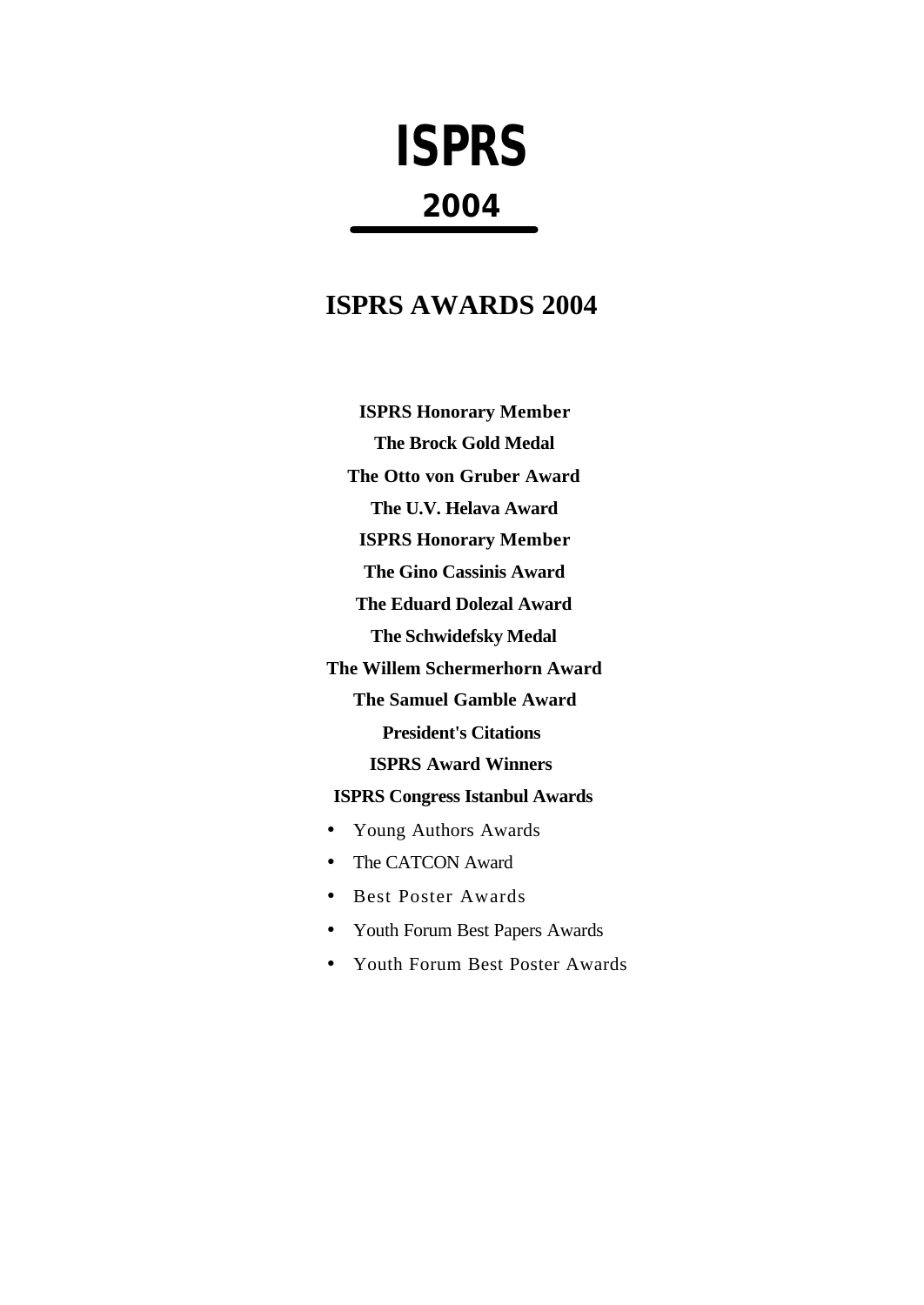# ISPRS

## 2004

## ISPRS AWARDS 2004

**ISPRS Honorary Member**

**The Brock Gold Medal**

**The Otto von Gruber Award**

**The U.V. Helava Award**

**ISPRS Honorary Member**

**The Gino Cassinis Award**

**The Eduard Dolezal Award**

**The Schwidefsky Medal**

**The Willem Schermerhorn Award**

**The Samuel Gamble Award**

**President's Citations**

**ISPRS Award Winners**

**ISPRS Congress Istanbul Awards**

- Young Authors Awards
- The CATCON Award
- Best Poster Awards
- Youth Forum Best Papers Awards
- Youth Forum Best Poster Awards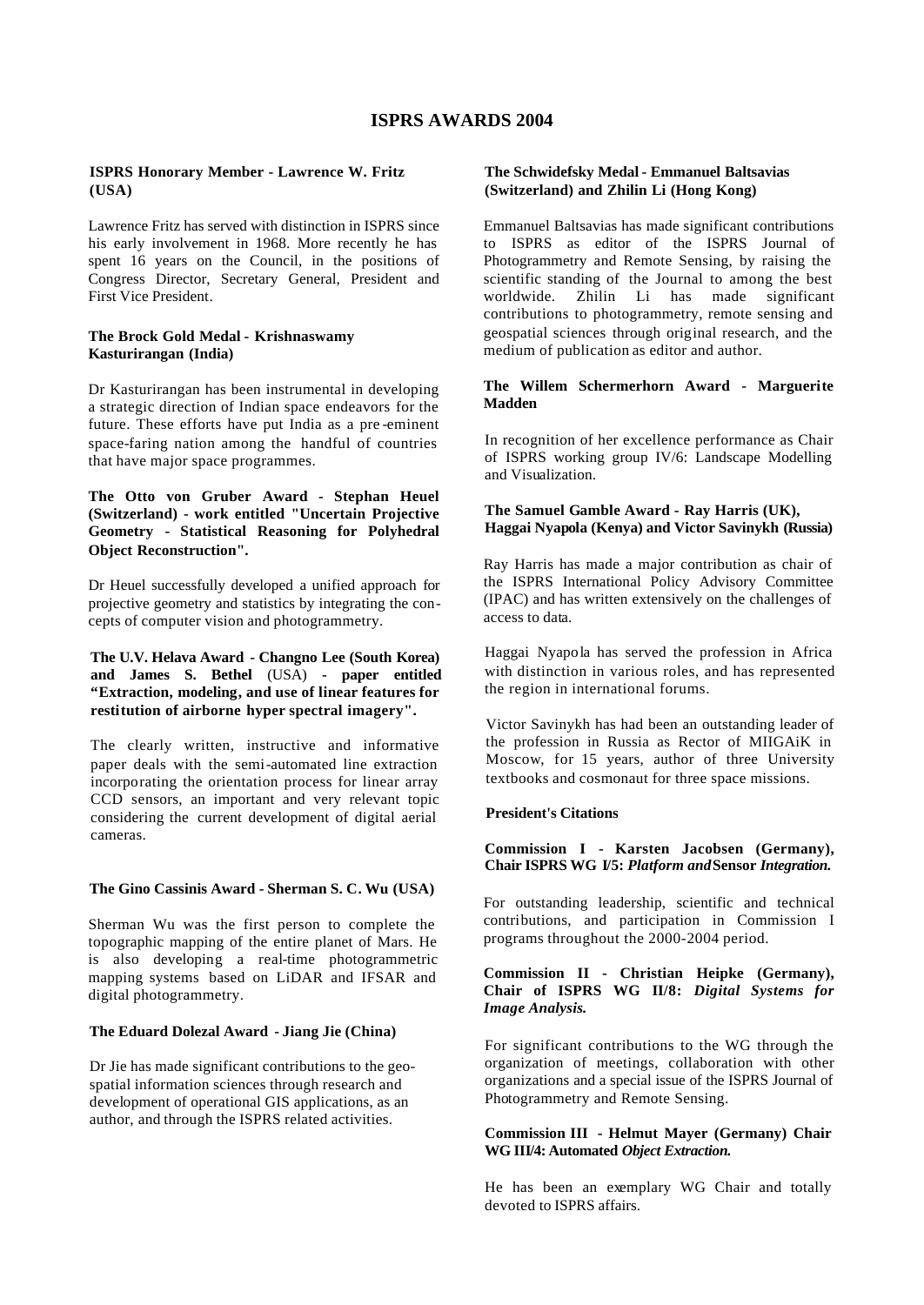# ISPRS AWARDS 2004

### ISPRS Honorary Member - Lawrence W. Fritz (USA)

Lawrence Fritz has served with distinction in ISPRS since his early involvement in 1968. More recently he has spent 16 years on the Council, in the positions of Congress Director, Secretary General, President and First Vice President.

### The Brock Gold Medal - Krishnaswamy Kasturirangan (India)

Dr Kasturirangan has been instrumental in developing a strategic direction of Indian space endeavors for the future. These efforts have put India as a pre-eminent space-faring nation among the handful of countries that have major space programmes.

### The Otto von Gruber Award - Stephan Heuel (Switzerland) - work entitled "Uncertain Projective Geometry - Statistical Reasoning for Polyhedral Object Reconstruction".

Dr Heuel successfully developed a unified approach for projective geometry and statistics by integrating the concepts of computer vision and photogrammetry.

### The U.V. Helava Award - Changno Lee (South Korea) and James S. Bethel (USA) - paper entitled "Extraction, modeling, and use of linear features for restitution of airborne hyper spectral imagery".

The clearly written, instructive and informative paper deals with the semi-automated line extraction incorporating the orientation process for linear array CCD sensors, an important and very relevant topic considering the current development of digital aerial cameras.

### The Gino Cassinis Award - Sherman S. C. Wu (USA)

Sherman Wu was the first person to complete the topographic mapping of the entire planet of Mars. He is also developing a real-time photogrammetric mapping systems based on LiDAR and IFSAR and digital photogrammetry.

### The Eduard Dolezal Award - Jiang Jie (China)

Dr Jie has made significant contributions to the geospatial information sciences through research and development of operational GIS applications, as an author, and through the ISPRS related activities.

### The Schwidefsky Medal - Emmanuel Baltsavias (Switzerland) and Zhilin Li (Hong Kong)

Emmanuel Baltsavias has made significant contributions to ISPRS as editor of the ISPRS Journal of Photogrammetry and Remote Sensing, by raising the scientific standing of the Journal to among the best worldwide. Zhilin Li has made significant contributions to photogrammetry, remote sensing and geospatial sciences through original research, and the medium of publication as editor and author.

### The Willem Schermerhorn Award - Marguerite Madden

In recognition of her excellence performance as Chair of ISPRS working group IV/6: Landscape Modelling and Visualization.

### The Samuel Gamble Award - Ray Harris (UK), Haggai Nyapola (Kenya) and Victor Savinykh (Russia)

Ray Harris has made a major contribution as chair of the ISPRS International Policy Advisory Committee (IPAC) and has written extensively on the challenges of access to data.

Haggai Nyapola has served the profession in Africa with distinction in various roles, and has represented the region in international forums.

Victor Savinykh has had been an outstanding leader of the profession in Russia as Rector of MIIGAiK in Moscow, for 15 years, author of three University textbooks and cosmonaut for three space missions.

### President's Citations

#### Commission I - Karsten Jacobsen (Germany), Chair ISPRS WG I/5: *Platform and* Sensor *Integration.*

For outstanding leadership, scientific and technical contributions, and participation in Commission I programs throughout the 2000-2004 period.

#### Commission II - Christian Heipke (Germany), Chair of ISPRS WG II/8: *Digital Systems for Image Analysis.*

For significant contributions to the WG through the organization of meetings, collaboration with other organizations and a special issue of the ISPRS Journal of Photogrammetry and Remote Sensing.

#### Commission III - Helmut Mayer (Germany) Chair WG III/4: Automated *Object Extraction.*

He has been an exemplary WG Chair and totally devoted to ISPRS affairs.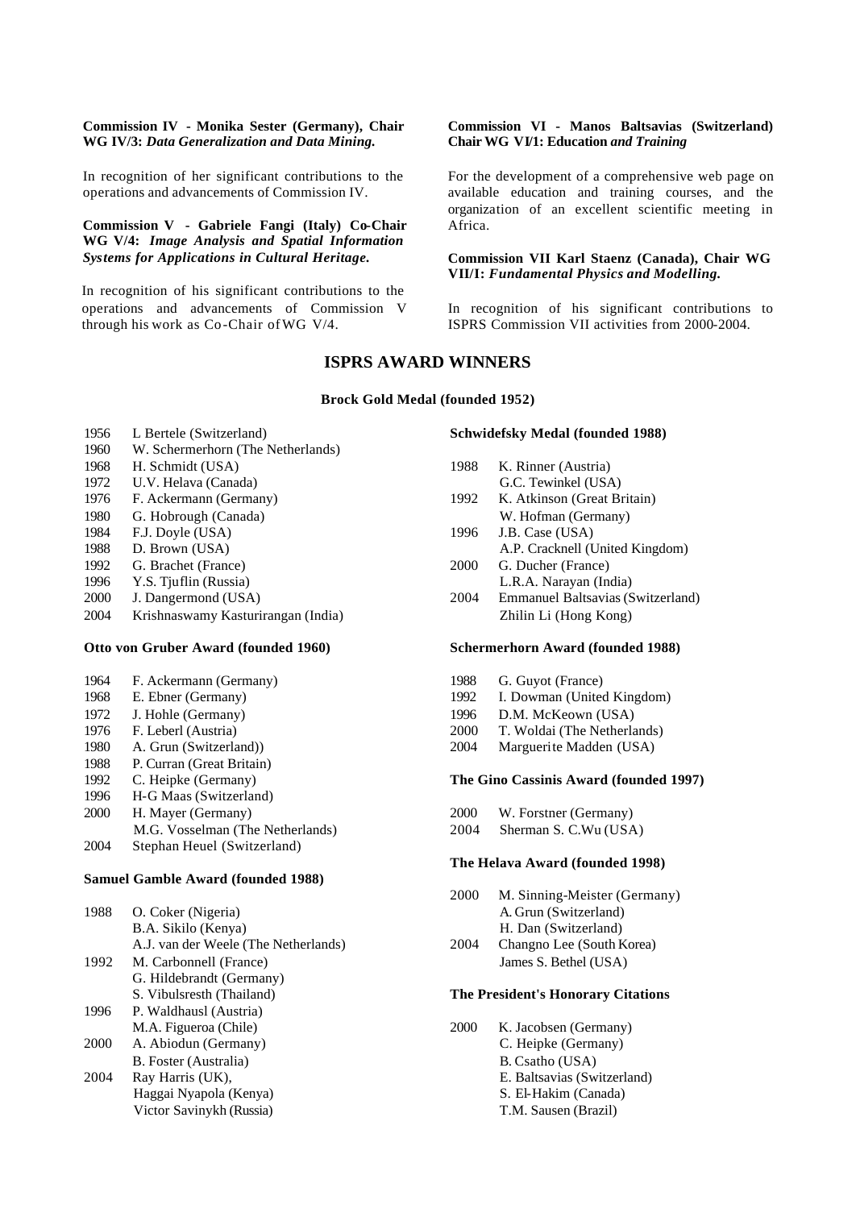**Commission IV - Monika Sester (Germany), Chair WG IV/3:** ***Data Generalization and Data Mining.***

In recognition of her significant contributions to the operations and advancements of Commission IV.

**Commission V - Gabriele Fangi (Italy) Co-Chair WG V/4:** ***Image Analysis and Spatial Information Systems for Applications in Cultural Heritage.***

In recognition of his significant contributions to the operations and advancements of Commission V through his work as Co-Chair of WG V/4.

**Commission VI - Manos Baltsavias (Switzerland) Chair WG VI/1: Education** ***and Training***

For the development of a comprehensive web page on available education and training courses, and the organization of an excellent scientific meeting in Africa.

**Commission VII Karl Staenz (Canada), Chair WG VII/1:** ***Fundamental Physics and Modelling.***

In recognition of his significant contributions to ISPRS Commission VII activities from 2000-2004.

## ISPRS AWARD WINNERS

### Brock Gold Medal (founded 1952)

- 1956 L Bertele (Switzerland)
- 1960 W. Schermerhorn (The Netherlands)
- 1968 H. Schmidt (USA)
- 1972 U.V. Helava (Canada)
- 1976 F. Ackermann (Germany)
- 1980 G. Hobrough (Canada)
- 1984 F.J. Doyle (USA)
- 1988 D. Brown (USA)
- 1992 G. Brachet (France)
- 1996 Y.S. Tjuflin (Russia)
- 2000 J. Dangermond (USA)
- 2004 Krishnaswamy Kasturirangan (India)

### Otto von Gruber Award (founded 1960)

- 1964 F. Ackermann (Germany)
- 1968 E. Ebner (Germany)
- 1972 J. Hohle (Germany)
- 1976 F. Leberl (Austria)
- 1980 A. Grun (Switzerland))
- 1988 P. Curran (Great Britain)
- 1992 C. Heipke (Germany)
- 1996 H-G Maas (Switzerland)
- 2000 H. Mayer (Germany)
  M.G. Vosselman (The Netherlands)
- 2004 Stephan Heuel (Switzerland)

### Samuel Gamble Award (founded 1988)

- 1988 O. Coker (Nigeria)
  B.A. Sikilo (Kenya)
  A.J. van der Weele (The Netherlands)
- 1992 M. Carbonnell (France)
  G. Hildebrandt (Germany)
  S. Vibulsresth (Thailand)
- 1996 P. Waldhausl (Austria)
  M.A. Figueroa (Chile)
- 2000 A. Abiodun (Germany)
  B. Foster (Australia)
- 2004 Ray Harris (UK),
  Haggai Nyapola (Kenya)
  Victor Savinykh (Russia)

### Schwidefsky Medal (founded 1988)

- 1988 K. Rinner (Austria)
  G.C. Tewinkel (USA)
- 1992 K. Atkinson (Great Britain)
  W. Hofman (Germany)
- 1996 J.B. Case (USA)
  A.P. Cracknell (United Kingdom)
- 2000 G. Ducher (France)
  L.R.A. Narayan (India)
- 2004 Emmanuel Baltsavias (Switzerland)
  Zhilin Li (Hong Kong)

### Schermerhorn Award (founded 1988)

- 1988 G. Guyot (France)
- 1992 I. Dowman (United Kingdom)
- 1996 D.M. McKeown (USA)
- 2000 T. Woldai (The Netherlands)
- 2004 Marguerite Madden (USA)

### The Gino Cassinis Award (founded 1997)

- 2000 W. Forstner (Germany)
- 2004 Sherman S. C.Wu (USA)

### The Helava Award (founded 1998)

- 2000 M. Sinning-Meister (Germany)
  A. Grun (Switzerland)
  H. Dan (Switzerland)
- 2004 Changno Lee (South Korea)
  James S. Bethel (USA)

### The President's Honorary Citations

- 2000 K. Jacobsen (Germany)
  C. Heipke (Germany)
  B. Csatho (USA)
  E. Baltsavias (Switzerland)
  S. El-Hakim (Canada)
  T.M. Sausen (Brazil)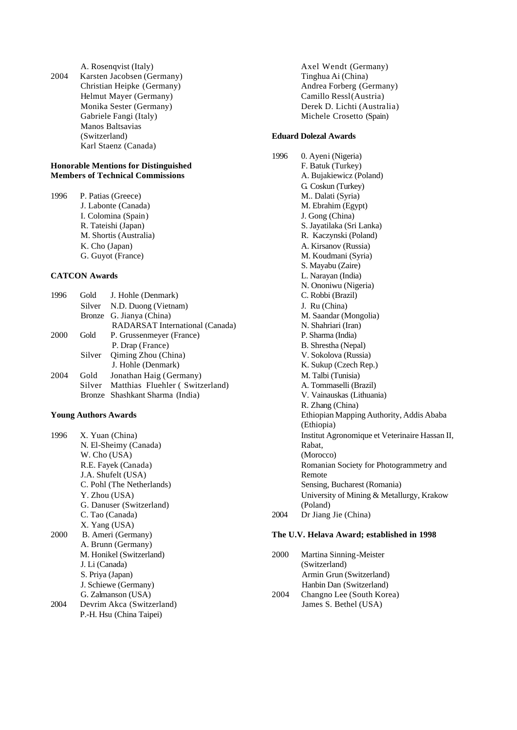A. Rosenqvist (Italy)

2004 Karsten Jacobsen (Germany)
Christian Heipke (Germany)
Helmut Mayer (Germany)
Monika Sester (Germany)
Gabriele Fangi (Italy)
Manos Baltsavias (Switzerland)
Karl Staenz (Canada)

**Honorable Mentions for Distinguished Members of Technical Commissions**

1996 P. Patias (Greece)
J. Labonte (Canada)
I. Colomina (Spain)
R. Tateishi (Japan)
M. Shortis (Australia)
K. Cho (Japan)
G. Guyot (France)

**CATCON Awards**

| Year | Award | Recipient |
|---|---|---|
| 1996 | Gold | J. Hohle (Denmark) |
| | Silver | N.D. Duong (Vietnam) |
| | Bronze | G. Jianya (China) |
| | | RADARSAT International (Canada) |
| 2000 | Gold | P. Grussenmeyer (France) |
| | | P. Drap (France) |
| | Silver | Qiming Zhou (China) |
| | | J. Hohle (Denmark) |
| 2004 | Gold | Jonathan Haig (Germany) |
| | Silver | Matthias Fluehler ( Switzerland) |
| | Bronze | Shashkant Sharma (India) |

**Young Authors Awards**

1996 X. Yuan (China)
N. El-Sheimy (Canada)
W. Cho (USA)
R.E. Fayek (Canada)
J.A. Shufelt (USA)
C. Pohl (The Netherlands)
Y. Zhou (USA)
G. Danuser (Switzerland)
C. Tao (Canada)
X. Yang (USA)

2000 B. Ameri (Germany)
A. Brunn (Germany)
M. Honikel (Switzerland)
J. Li (Canada)
S. Priya (Japan)
J. Schiewe (Germany)
G. Zalmanson (USA)

2004 Devrim Akca (Switzerland)
P.-H. Hsu (China Taipei)
Axel Wendt (Germany)
Tinghua Ai (China)
Andrea Forberg (Germany)
Camillo Ressl (Austria)
Derek D. Lichti (Australia)
Michele Crosetto (Spain)

**Eduard Dolezal Awards**

1996 0. Ayeni (Nigeria)
F. Batuk (Turkey)
A. Bujakiewicz (Poland)
G. Coskun (Turkey)
M.. Dalati (Syria)
M. Ebrahim (Egypt)
J. Gong (China)
S. Jayatilaka (Sri Lanka)
R. Kaczynski (Poland)
A. Kirsanov (Russia)
M. Koudmani (Syria)
S. Mayabu (Zaire)
L. Narayan (India)
N. Ononiwu (Nigeria)
C. Robbi (Brazil)
J. Ru (China)
M. Saandar (Mongolia)
N. Shahriari (Iran)
P. Sharma (India)
B. Shrestha (Nepal)
V. Sokolova (Russia)
K. Sukup (Czech Rep.)
M. Talbi (Tunisia)
A. Tommaselli (Brazil)
V. Vainauskas (Lithuania)
R. Zhang (China)
Ethiopian Mapping Authority, Addis Ababa (Ethiopia)
Institut Agronomique et Veterinaire Hassan II, Rabat, (Morocco)
Romanian Society for Photogrammetry and Remote Sensing, Bucharest (Romania)
University of Mining & Metallurgy, Krakow (Poland)

2004 Dr Jiang Jie (China)

**The U.V. Helava Award; established in 1998**

2000 Martina Sinning-Meister (Switzerland)
Armin Grun (Switzerland)
Hanbin Dan (Switzerland)

2004 Changno Lee (South Korea)
James S. Bethel (USA)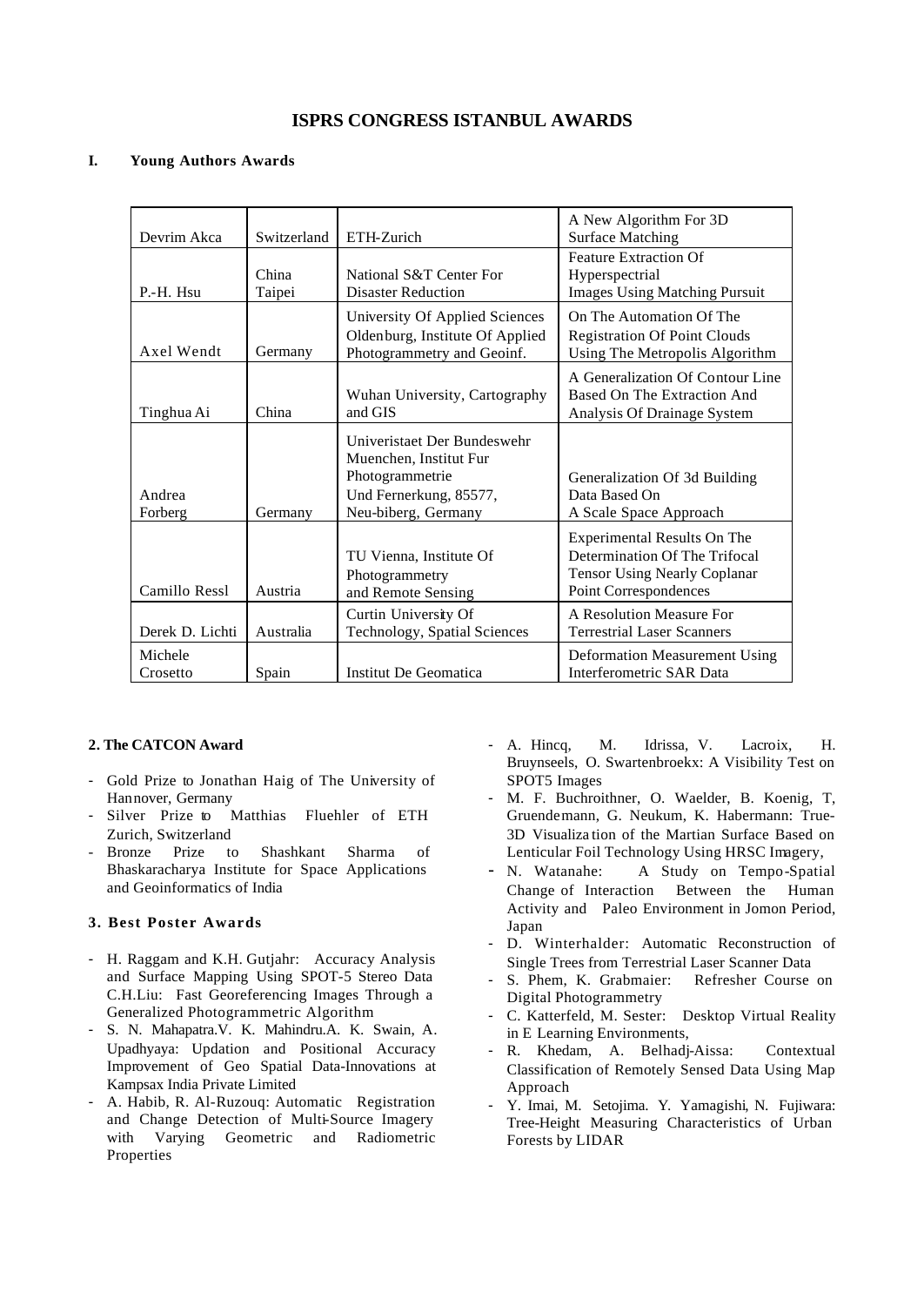# ISPRS CONGRESS ISTANBUL AWARDS

## I. Young Authors Awards

| | | | |
|---|---|---|---|
| Devrim Akca | Switzerland | ETH-Zurich | A New Algorithm For 3D Surface Matching |
| P.-H. Hsu | China Taipei | National S&T Center For Disaster Reduction | Feature Extraction Of Hyperspectrial Images Using Matching Pursuit |
| Axel Wendt | Germany | University Of Applied Sciences Oldenburg, Institute Of Applied Photogrammetry and Geoinf. | On The Automation Of The Registration Of Point Clouds Using The Metropolis Algorithm |
| Tinghua Ai | China | Wuhan University, Cartography and GIS | A Generalization Of Contour Line Based On The Extraction And Analysis Of Drainage System |
| Andrea Forberg | Germany | Univeristaet Der Bundeswehr Muenchen, Institut Fur Photogrammetrie Und Fernerkung, 85577, Neu-biberg, Germany | Generalization Of 3d Building Data Based On A Scale Space Approach |
| Camillo Ressl | Austria | TU Vienna, Institute Of Photogrammetry and Remote Sensing | Experimental Results On The Determination Of The Trifocal Tensor Using Nearly Coplanar Point Correspondences |
| Derek D. Lichti | Australia | Curtin University Of Technology, Spatial Sciences | A Resolution Measure For Terrestrial Laser Scanners |
| Michele Crosetto | Spain | Institut De Geomatica | Deformation Measurement Using Interferometric SAR Data |

## 2. The CATCON Award

- Gold Prize to Jonathan Haig of The University of Hannover, Germany
- Silver Prize to Matthias Fluehler of ETH Zurich, Switzerland
- Bronze Prize to Shashkant Sharma of Bhaskaracharya Institute for Space Applications and Geoinformatics of India

## 3. Best Poster Awards

- H. Raggam and K.H. Gutjahr: Accuracy Analysis and Surface Mapping Using SPOT-5 Stereo Data C.H.Liu: Fast Georeferencing Images Through a Generalized Photogrammetric Algorithm
- S. N. Mahapatra.V. K. Mahindru.A. K. Swain, A. Upadhyaya: Updation and Positional Accuracy Improvement of Geo Spatial Data-Innovations at Kampsax India Private Limited
- A. Habib, R. Al-Ruzouq: Automatic Registration and Change Detection of Multi-Source Imagery with Varying Geometric and Radiometric Properties
- A. Hincq, M. Idrissa, V. Lacroix, H. Bruynseels, O. Swartenbroekx: A Visibility Test on SPOT5 Images
- M. F. Buchroithner, O. Waelder, B. Koenig, T, Gruendemann, G. Neukum, K. Habermann: True-3D Visualization of the Martian Surface Based on Lenticular Foil Technology Using HRSC Imagery,
- N. Watanahe: A Study on Tempo-Spatial Change of Interaction Between the Human Activity and Paleo Environment in Jomon Period, Japan
- D. Winterhalder: Automatic Reconstruction of Single Trees from Terrestrial Laser Scanner Data
- S. Phem, K. Grabmaier: Refresher Course on Digital Photogrammetry
- C. Katterfeld, M. Sester: Desktop Virtual Reality in E Learning Environments,
- R. Khedam, A. Belhadj-Aissa: Contextual Classification of Remotely Sensed Data Using Map Approach
- Y. Imai, M. Setojima. Y. Yamagishi, N. Fujiwara: Tree-Height Measuring Characteristics of Urban Forests by LIDAR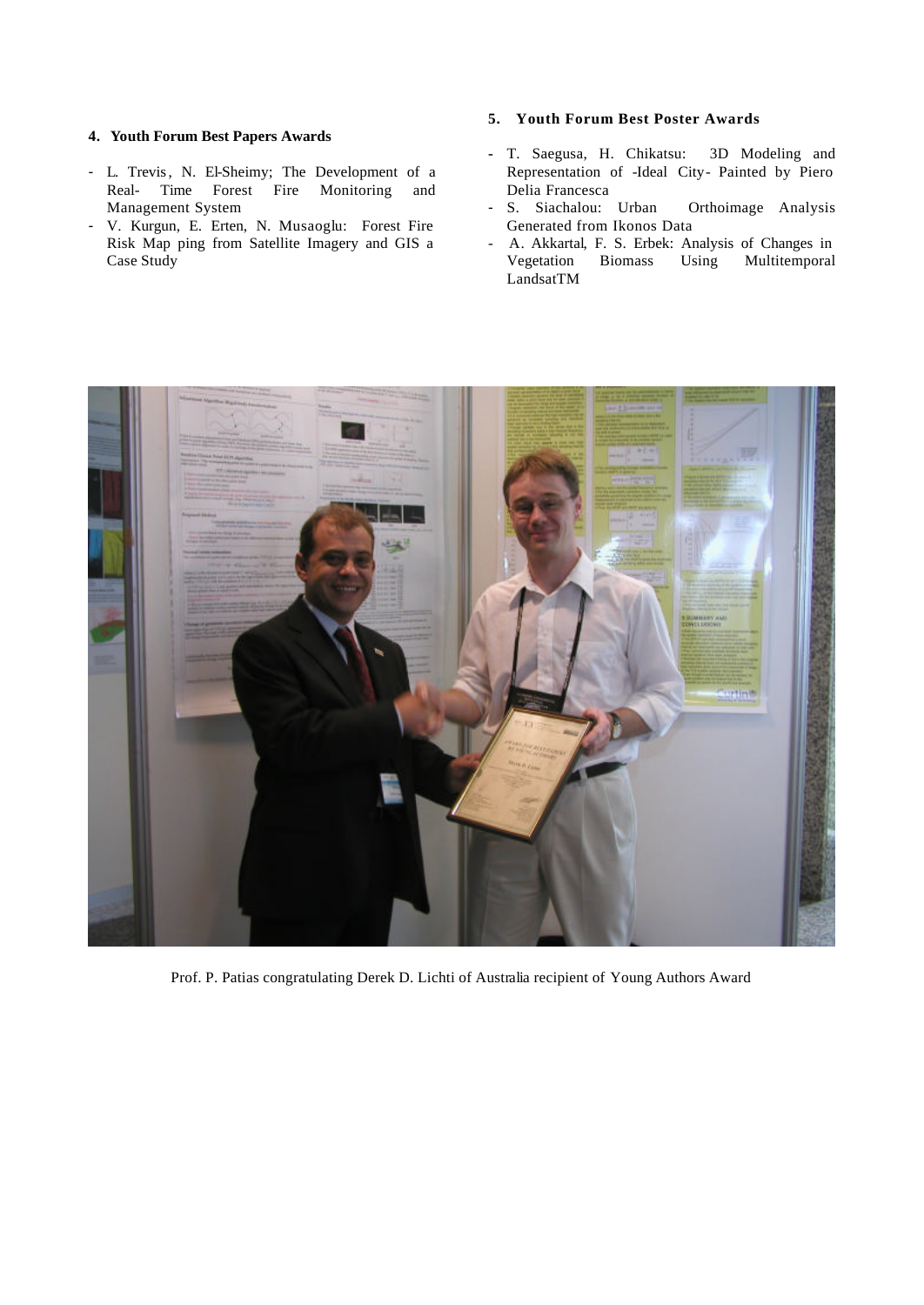#### 4. Youth Forum Best Papers Awards

- L. Trevis, N. El-Sheimy; The Development of a Real- Time Forest Fire Monitoring and Management System
- V. Kurgun, E. Erten, N. Musaoglu: Forest Fire Risk Map ping from Satellite Imagery and GIS a Case Study

#### 5. Youth Forum Best Poster Awards

- T. Saegusa, H. Chikatsu: 3D Modeling and Representation of -Ideal City- Painted by Piero Delia Francesca
- S. Siachalou: Urban Orthoimage Analysis Generated from Ikonos Data
- A. Akkartal, F. S. Erbek: Analysis of Changes in Vegetation Biomass Using Multitemporal LandsatTM

Prof. P. Patias congratulating Derek D. Lichti of Australia recipient of Young Authors Award